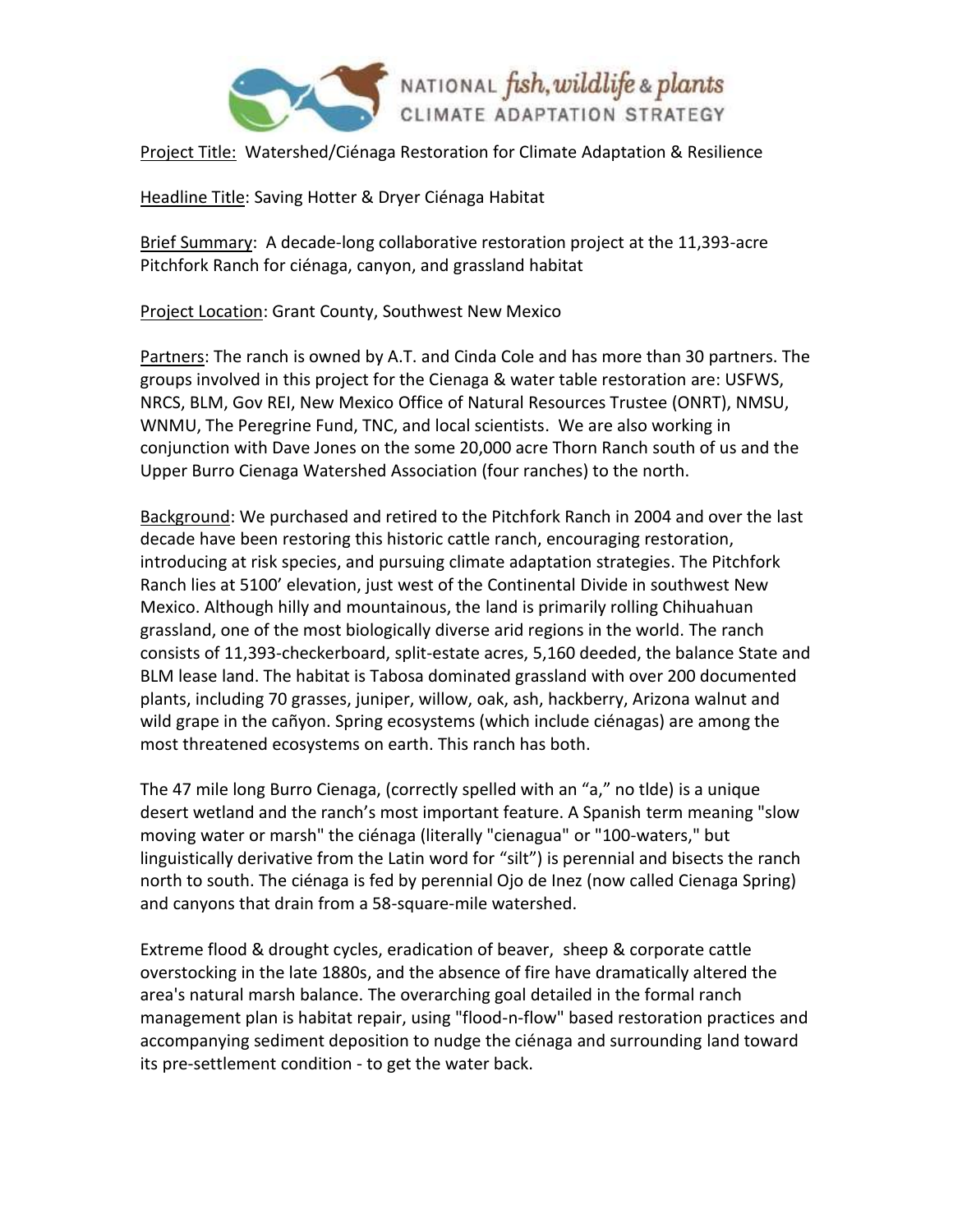NATIONAL *fish, wildlife & plants* CLIMATE ADAPTATION STRATEGY

Project Title: Watershed/Ciénaga Restoration for Climate Adaptation & Resilience

Headline Title: Saving Hotter & Dryer Ciénaga Habitat

Brief Summary: A decade-long collaborative restoration project at the 11,393-acre Pitchfork Ranch for ciénaga, canyon, and grassland habitat

Project Location: Grant County, Southwest New Mexico

Partners: The ranch is owned by A.T. and Cinda Cole and has more than 30 partners. The groups involved in this project for the Cienaga & water table restoration are: USFWS, NRCS, BLM, Gov REI, New Mexico Office of Natural Resources Trustee (ONRT), NMSU, WNMU, The Peregrine Fund, TNC, and local scientists. We are also working in conjunction with Dave Jones on the some 20,000 acre Thorn Ranch south of us and the Upper Burro Cienaga Watershed Association (four ranches) to the north.

Background: We purchased and retired to the Pitchfork Ranch in 2004 and over the last decade have been restoring this historic cattle ranch, encouraging restoration, introducing at risk species, and pursuing climate adaptation strategies. The Pitchfork Ranch lies at 5100' elevation, just west of the Continental Divide in southwest New Mexico. Although hilly and mountainous, the land is primarily rolling Chihuahuan grassland, one of the most biologically diverse arid regions in the world. The ranch consists of 11,393-checkerboard, split-estate acres, 5,160 deeded, the balance State and BLM lease land. The habitat is Tabosa dominated grassland with over 200 documented plants, including 70 grasses, juniper, willow, oak, ash, hackberry, Arizona walnut and wild grape in the cañyon. Spring ecosystems (which include ciénagas) are among the most threatened ecosystems on earth. This ranch has both.

The 47 mile long Burro Cienaga, (correctly spelled with an "a," no tlde) is a unique desert wetland and the ranch's most important feature. A Spanish term meaning "slow moving water or marsh" the ciénaga (literally "cienagua" or "100-waters," but linguistically derivative from the Latin word for "silt") is perennial and bisects the ranch north to south. The ciénaga is fed by perennial Ojo de Inez (now called Cienaga Spring) and canyons that drain from a 58-square-mile watershed.

Extreme flood & drought cycles, eradication of beaver, sheep & corporate cattle overstocking in the late 1880s, and the absence of fire have dramatically altered the area's natural marsh balance. The overarching goal detailed in the formal ranch management plan is habitat repair, using "flood-n-flow" based restoration practices and accompanying sediment deposition to nudge the ciénaga and surrounding land toward its pre-settlement condition - to get the water back.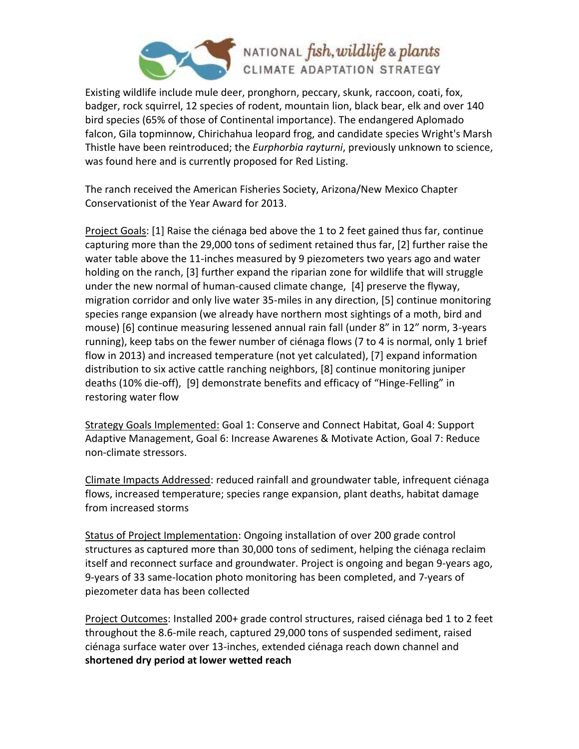Existing wildlife include mule deer, pronghorn, peccary, skunk, raccoon, coati, fox, badger, rock squirrel, 12 species of rodent, mountain lion, black bear, elk and over 140 bird species (65% of those of Continental importance). The endangered Aplomado falcon, Gila topminnow, Chirichahua leopard frog, and candidate species Wright's Marsh Thistle have been reintroduced; the *Eurphorbia rayturni*, previously unknown to science, was found here and is currently proposed for Red Listing.

The ranch received the American Fisheries Society, Arizona/New Mexico Chapter Conservationist of the Year Award for 2013.

Project Goals: [1] Raise the ciénaga bed above the 1 to 2 feet gained thus far, continue capturing more than the 29,000 tons of sediment retained thus far, [2] further raise the water table above the 11-inches measured by 9 piezometers two years ago and water holding on the ranch, [3] further expand the riparian zone for wildlife that will struggle under the new normal of human-caused climate change, [4] preserve the flyway, migration corridor and only live water 35-miles in any direction, [5] continue monitoring species range expansion (we already have northern most sightings of a moth, bird and mouse) [6] continue measuring lessened annual rain fall (under 8" in 12" norm, 3-years running), keep tabs on the fewer number of ciénaga flows (7 to 4 is normal, only 1 brief flow in 2013) and increased temperature (not yet calculated), [7] expand information distribution to six active cattle ranching neighbors, [8] continue monitoring juniper deaths (10% die-off), [9] demonstrate benefits and efficacy of "Hinge-Felling" in restoring water flow

Strategy Goals Implemented: Goal 1: Conserve and Connect Habitat, Goal 4: Support Adaptive Management, Goal 6: Increase Awarenes & Motivate Action, Goal 7: Reduce non-climate stressors.

Climate Impacts Addressed: reduced rainfall and groundwater table, infrequent ciénaga flows, increased temperature; species range expansion, plant deaths, habitat damage from increased storms

Status of Project Implementation: Ongoing installation of over 200 grade control structures as captured more than 30,000 tons of sediment, helping the ciénaga reclaim itself and reconnect surface and groundwater. Project is ongoing and began 9-years ago, 9-years of 33 same-location photo monitoring has been completed, and 7-years of piezometer data has been collected

Project Outcomes: Installed 200+ grade control structures, raised ciénaga bed 1 to 2 feet throughout the 8.6-mile reach, captured 29,000 tons of suspended sediment, raised ciénaga surface water over 13-inches, extended ciénaga reach down channel and **shortened dry period at lower wetted reach**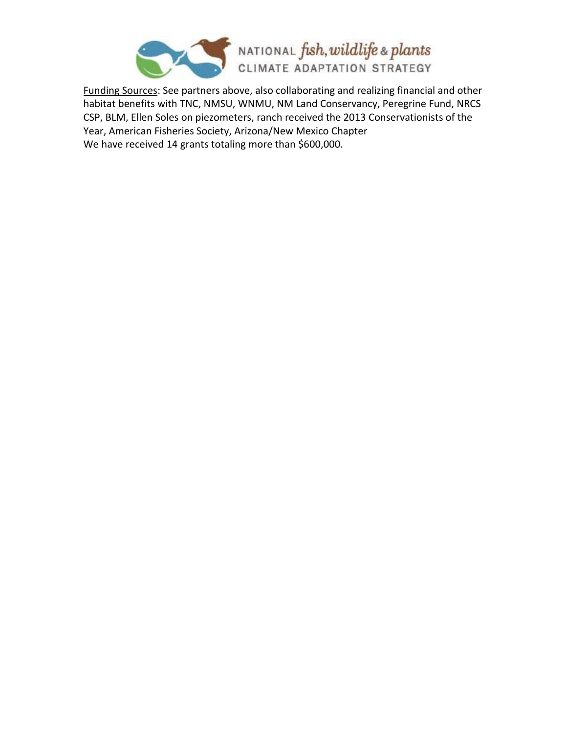<u>Funding Sources</u>: See partners above, also collaborating and realizing financial and other habitat benefits with TNC, NMSU, WNMU, NM Land Conservancy, Peregrine Fund, NRCS CSP, BLM, Ellen Soles on piezometers, ranch received the 2013 Conservationists of the Year, American Fisheries Society, Arizona/New Mexico Chapter
We have received 14 grants totaling more than $600,000.